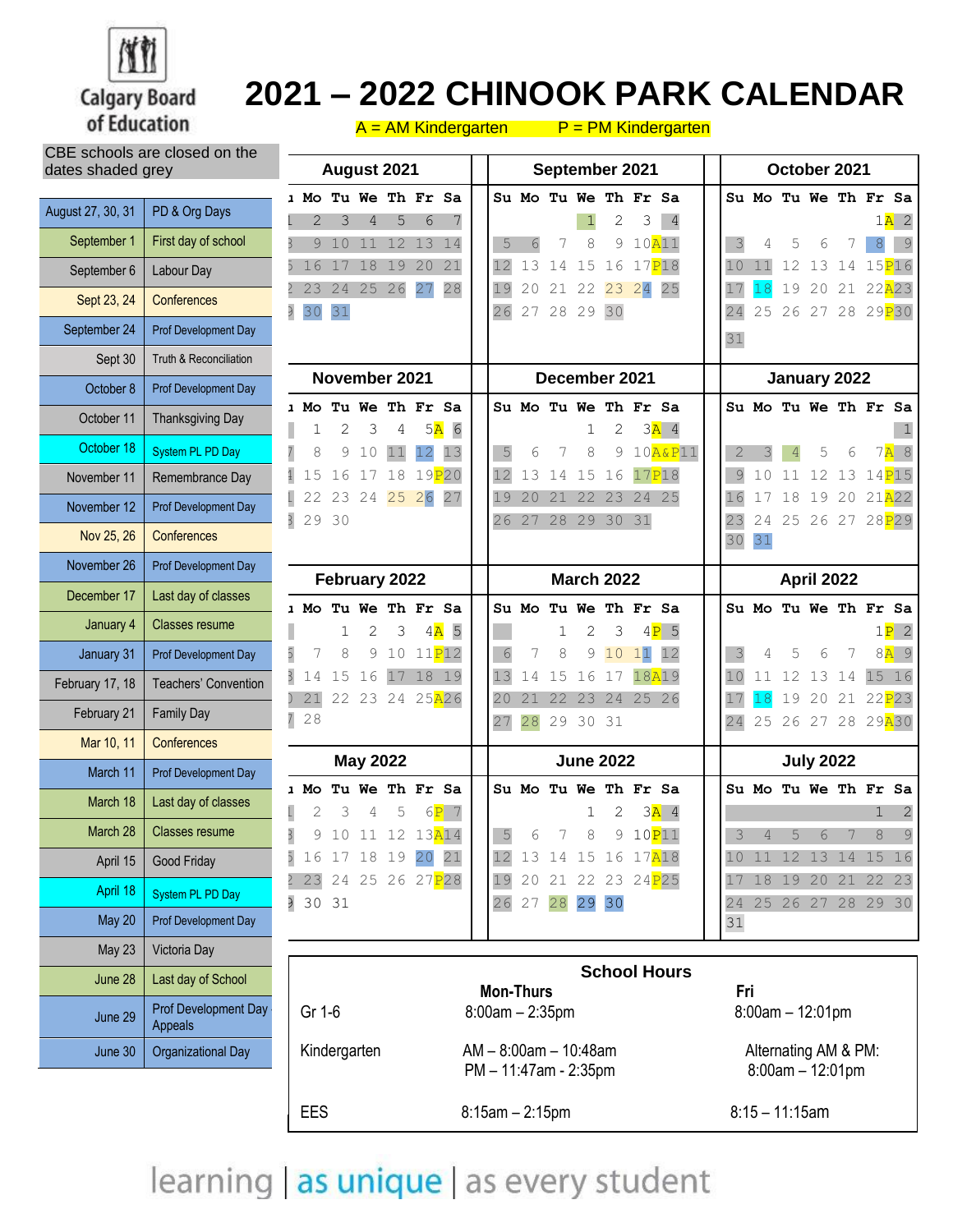Calgary Board of Education

# 2021 – 2022 CHINOOK PARK CALENDAR

A = AM Kindergarten P = PM Kindergarten

CBE schools are closed on the dates shaded grey

| Date | Event |
|---|---|
| August 27, 30, 31 | PD & Org Days |
| September 1 | First day of school |
| September 6 | Labour Day |
| Sept 23, 24 | Conferences |
| September 24 | Prof Development Day |
| Sept 30 | Truth & Reconciliation |
| October 8 | Prof Development Day |
| October 11 | Thanksgiving Day |
| October 18 | System PL PD Day |
| November 11 | Remembrance Day |
| November 12 | Prof Development Day |
| Nov 25, 26 | Conferences |
| November 26 | Prof Development Day |
| December 17 | Last day of classes |
| January 4 | Classes resume |
| January 31 | Prof Development Day |
| February 17, 18 | Teachers' Convention |
| February 21 | Family Day |
| Mar 10, 11 | Conferences |
| March 11 | Prof Development Day |
| March 18 | Last day of classes |
| March 28 | Classes resume |
| April 15 | Good Friday |
| April 18 | System PL PD Day |
| May 20 | Prof Development Day |
| May 23 | Victoria Day |
| June 28 | Last day of School |
| June 29 | Prof Development Day Appeals |
| June 30 | Organizational Day |

### August 2021

| Su | Mo | Tu | We | Th | Fr | Sa |
|---|---|---|---|---|---|---|
| 1 | 2 | 3 | 4 | 5 | 6 | 7 |
| 8 | 9 | 10 | 11 | 12 | 13 | 14 |
| 15 | 16 | 17 | 18 | 19 | 20 | 21 |
| 22 | 23 | 24 | 25 | 26 | 27 | 28 |
| 29 | 30 | 31 | | | | |

### September 2021

| Su | Mo | Tu | We | Th | Fr | Sa |
|---|---|---|---|---|---|---|
| | | | 1 | 2 | 3 | 4 |
| 5 | 6 | 7 | 8 | 9 | 10A | 11 |
| 12 | 13 | 14 | 15 | 16 | 17P | 18 |
| 19 | 20 | 21 | 22 | 23 | 24 | 25 |
| 26 | 27 | 28 | 29 | 30 | | |

### October 2021

| Su | Mo | Tu | We | Th | Fr | Sa |
|---|---|---|---|---|---|---|
| | | | | | 1A | 2 |
| 3 | 4 | 5 | 6 | 7 | 8 | 9 |
| 10 | 11 | 12 | 13 | 14 | 15P | 16 |
| 17 | 18 | 19 | 20 | 21 | 22A | 23 |
| 24 | 25 | 26 | 27 | 28 | 29P | 30 |
| 31 | | | | | | |

### November 2021

| Su | Mo | Tu | We | Th | Fr | Sa |
|---|---|---|---|---|---|---|
| | 1 | 2 | 3 | 4 | 5A | 6 |
| 7 | 8 | 9 | 10 | 11 | 12 | 13 |
| 14 | 15 | 16 | 17 | 18 | 19P | 20 |
| 21 | 22 | 23 | 24 | 25 | 26 | 27 |
| 28 | 29 | 30 | | | | |

### December 2021

| Su | Mo | Tu | We | Th | Fr | Sa |
|---|---|---|---|---|---|---|
| | | | 1 | 2 | 3A | 4 |
| 5 | 6 | 7 | 8 | 9 | 10A&P | 11 |
| 12 | 13 | 14 | 15 | 16 | 17P | 18 |
| 19 | 20 | 21 | 22 | 23 | 24 | 25 |
| 26 | 27 | 28 | 29 | 30 | 31 | |

### January 2022

| Su | Mo | Tu | We | Th | Fr | Sa |
|---|---|---|---|---|---|---|
| | | | | | | 1 |
| 2 | 3 | 4 | 5 | 6 | 7A | 8 |
| 9 | 10 | 11 | 12 | 13 | 14P | 15 |
| 16 | 17 | 18 | 19 | 20 | 21A | 22 |
| 23 | 24 | 25 | 26 | 27 | 28P | 29 |
| 30 | 31 | | | | | |

### February 2022

| Su | Mo | Tu | We | Th | Fr | Sa |
|---|---|---|---|---|---|---|
| | | 1 | 2 | 3 | 4A | 5 |
| 6 | 7 | 8 | 9 | 10 | 11P | 12 |
| 13 | 14 | 15 | 16 | 17 | 18 | 19 |
| 20 | 21 | 22 | 23 | 24 | 25A | 26 |
| 27 | 28 | | | | | |

### March 2022

| Su | Mo | Tu | We | Th | Fr | Sa |
|---|---|---|---|---|---|---|
| | | 1 | 2 | 3 | 4P | 5 |
| 6 | 7 | 8 | 9 | 10 | 11 | 12 |
| 13 | 14 | 15 | 16 | 17 | 18A | 19 |
| 20 | 21 | 22 | 23 | 24 | 25 | 26 |
| 27 | 28 | 29 | 30 | 31 | | |

### April 2022

| Su | Mo | Tu | We | Th | Fr | Sa |
|---|---|---|---|---|---|---|
| | | | | | 1P | 2 |
| 3 | 4 | 5 | 6 | 7 | 8A | 9 |
| 10 | 11 | 12 | 13 | 14 | 15 | 16 |
| 17 | 18 | 19 | 20 | 21 | 22P | 23 |
| 24 | 25 | 26 | 27 | 28 | 29A | 30 |

### May 2022

| Su | Mo | Tu | We | Th | Fr | Sa |
|---|---|---|---|---|---|---|
| 1 | 2 | 3 | 4 | 5 | 6P | 7 |
| 8 | 9 | 10 | 11 | 12 | 13A | 14 |
| 15 | 16 | 17 | 18 | 19 | 20 | 21 |
| 22 | 23 | 24 | 25 | 26 | 27P | 28 |
| 29 | 30 | 31 | | | | |

### June 2022

| Su | Mo | Tu | We | Th | Fr | Sa |
|---|---|---|---|---|---|---|
| | | | 1 | 2 | 3A | 4 |
| 5 | 6 | 7 | 8 | 9 | 10P | 11 |
| 12 | 13 | 14 | 15 | 16 | 17A | 18 |
| 19 | 20 | 21 | 22 | 23 | 24P | 25 |
| 26 | 27 | 28 | 29 | 30 | | |

### July 2022

| Su | Mo | Tu | We | Th | Fr | Sa |
|---|---|---|---|---|---|---|
| | | | | | 1 | 2 |
| 3 | 4 | 5 | 6 | 7 | 8 | 9 |
| 10 | 11 | 12 | 13 | 14 | 15 | 16 |
| 17 | 18 | 19 | 20 | 21 | 22 | 23 |
| 24 | 25 | 26 | 27 | 28 | 29 | 30 |
| 31 | | | | | | |

### School Hours

| | Mon-Thurs | Fri |
|---|---|---|
| Gr 1-6 | 8:00am – 2:35pm | 8:00am – 12:01pm |
| Kindergarten | AM – 8:00am – 10:48am<br>PM – 11:47am - 2:35pm | Alternating AM & PM:<br>8:00am – 12:01pm |
| EES | 8:15am – 2:15pm | 8:15 – 11:15am |

learning | as unique | as every student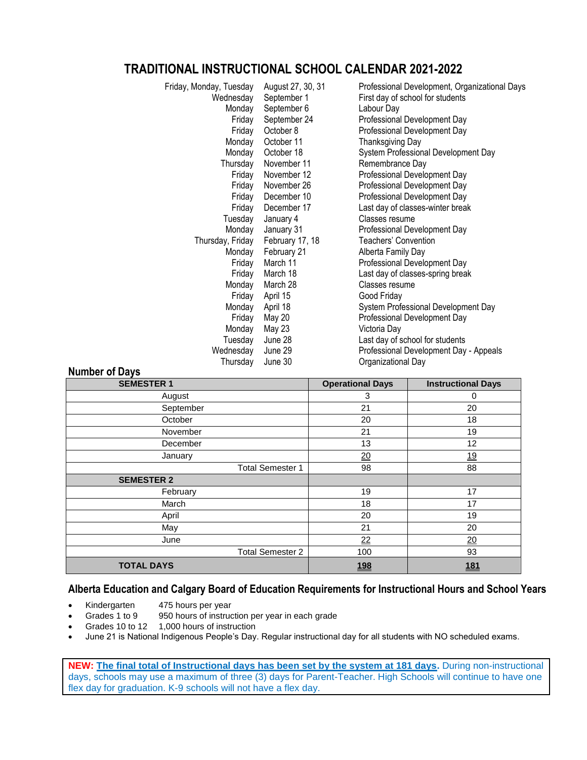# TRADITIONAL INSTRUCTIONAL SCHOOL CALENDAR 2021-2022

| | | |
|---|---|---|
| Friday, Monday, Tuesday | August 27, 30, 31 | Professional Development, Organizational Days |
| Wednesday | September 1 | First day of school for students |
| Monday | September 6 | Labour Day |
| Friday | September 24 | Professional Development Day |
| Friday | October 8 | Professional Development Day |
| Monday | October 11 | Thanksgiving Day |
| Monday | October 18 | System Professional Development Day |
| Thursday | November 11 | Remembrance Day |
| Friday | November 12 | Professional Development Day |
| Friday | November 26 | Professional Development Day |
| Friday | December 10 | Professional Development Day |
| Friday | December 17 | Last day of classes-winter break |
| Tuesday | January 4 | Classes resume |
| Monday | January 31 | Professional Development Day |
| Thursday, Friday | February 17, 18 | Teachers' Convention |
| Monday | February 21 | Alberta Family Day |
| Friday | March 11 | Professional Development Day |
| Friday | March 18 | Last day of classes-spring break |
| Monday | March 28 | Classes resume |
| Friday | April 15 | Good Friday |
| Monday | April 18 | System Professional Development Day |
| Friday | May 20 | Professional Development Day |
| Monday | May 23 | Victoria Day |
| Tuesday | June 28 | Last day of school for students |
| Wednesday | June 29 | Professional Development Day - Appeals |
| Thursday | June 30 | Organizational Day |

## Number of Days

| SEMESTER 1 | Operational Days | Instructional Days |
|---|---|---|
| August | 3 | 0 |
| September | 21 | 20 |
| October | 20 | 18 |
| November | 21 | 19 |
| December | 13 | 12 |
| January | 20 | 19 |
| Total Semester 1 | 98 | 88 |
| **SEMESTER 2** | | |
| February | 19 | 17 |
| March | 18 | 17 |
| April | 20 | 19 |
| May | 21 | 20 |
| June | 22 | 20 |
| Total Semester 2 | 100 | 93 |
| **TOTAL DAYS** | **198** | **181** |

## Alberta Education and Calgary Board of Education Requirements for Instructional Hours and School Years

- Kindergarten 475 hours per year
- Grades 1 to 9 950 hours of instruction per year in each grade
- Grades 10 to 12 1,000 hours of instruction
- June 21 is National Indigenous People's Day. Regular instructional day for all students with NO scheduled exams.

**NEW: The final total of Instructional days has been set by the system at 181 days.** During non-instructional days, schools may use a maximum of three (3) days for Parent-Teacher. High Schools will continue to have one flex day for graduation. K-9 schools will not have a flex day.